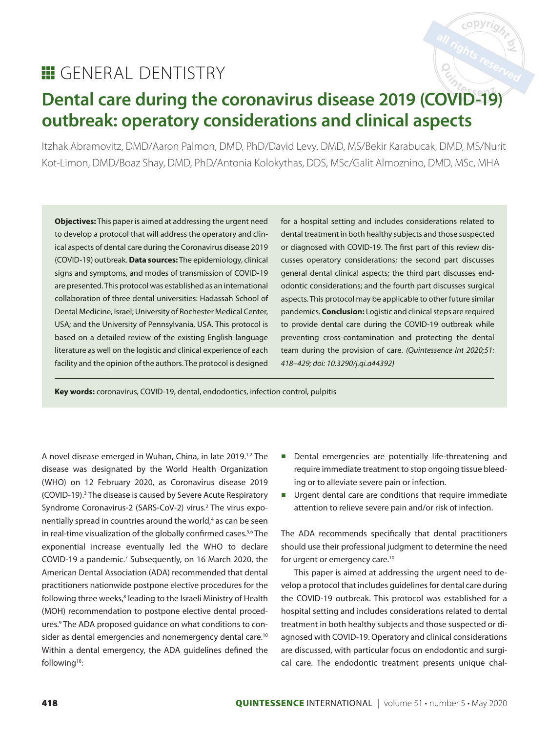# GENERAL DENTISTRY

# Dental care during the coronavirus disease 2019 (COVID-19) outbreak: operatory considerations and clinical aspects

Itzhak Abramovitz, DMD/Aaron Palmon, DMD, PhD/David Levy, DMD, MS/Bekir Karabucak, DMD, MS/Nurit Kot-Limon, DMD/Boaz Shay, DMD, PhD/Antonia Kolokythas, DDS, MSc/Galit Almoznino, DMD, MSc, MHA

**Objectives:** This paper is aimed at addressing the urgent need to develop a protocol that will address the operatory and clinical aspects of dental care during the Coronavirus disease 2019 (COVID-19) outbreak. **Data sources:** The epidemiology, clinical signs and symptoms, and modes of transmission of COVID-19 are presented. This protocol was established as an international collaboration of three dental universities: Hadassah School of Dental Medicine, Israel; University of Rochester Medical Center, USA; and the University of Pennsylvania, USA. This protocol is based on a detailed review of the existing English language literature as well on the logistic and clinical experience of each facility and the opinion of the authors. The protocol is designed for a hospital setting and includes considerations related to dental treatment in both healthy subjects and those suspected or diagnosed with COVID-19. The first part of this review discusses operatory considerations; the second part discusses general dental clinical aspects; the third part discusses endodontic considerations; and the fourth part discusses surgical aspects. This protocol may be applicable to other future similar pandemics. **Conclusion:** Logistic and clinical steps are required to provide dental care during the COVID-19 outbreak while preventing cross-contamination and protecting the dental team during the provision of care. *(Quintessence Int 2020;51: 418–429; doi: 10.3290/j.qi.a44392)*

**Key words:** coronavirus, COVID-19, dental, endodontics, infection control, pulpitis

A novel disease emerged in Wuhan, China, in late 2019.[1,2] The disease was designated by the World Health Organization (WHO) on 12 February 2020, as Coronavirus disease 2019 (COVID-19).[3] The disease is caused by Severe Acute Respiratory Syndrome Coronavirus-2 (SARS-CoV-2) virus.[2] The virus exponentially spread in countries around the world,[4] as can be seen in real-time visualization of the globally confirmed cases.[5,6] The exponential increase eventually led the WHO to declare COVID-19 a pandemic.[7] Subsequently, on 16 March 2020, the American Dental Association (ADA) recommended that dental practitioners nationwide postpone elective procedures for the following three weeks,[8] leading to the Israeli Ministry of Health (MOH) recommendation to postpone elective dental procedures.[9] The ADA proposed guidance on what conditions to consider as dental emergencies and nonemergency dental care.[10] Within a dental emergency, the ADA guidelines defined the following[10]:

- Dental emergencies are potentially life-threatening and require immediate treatment to stop ongoing tissue bleeding or to alleviate severe pain or infection.
- Urgent dental care are conditions that require immediate attention to relieve severe pain and/or risk of infection.

The ADA recommends specifically that dental practitioners should use their professional judgment to determine the need for urgent or emergency care.[10]

This paper is aimed at addressing the urgent need to develop a protocol that includes guidelines for dental care during the COVID-19 outbreak. This protocol was established for a hospital setting and includes considerations related to dental treatment in both healthy subjects and those suspected or diagnosed with COVID-19. Operatory and clinical considerations are discussed, with particular focus on endodontic and surgical care. The endodontic treatment presents unique chal-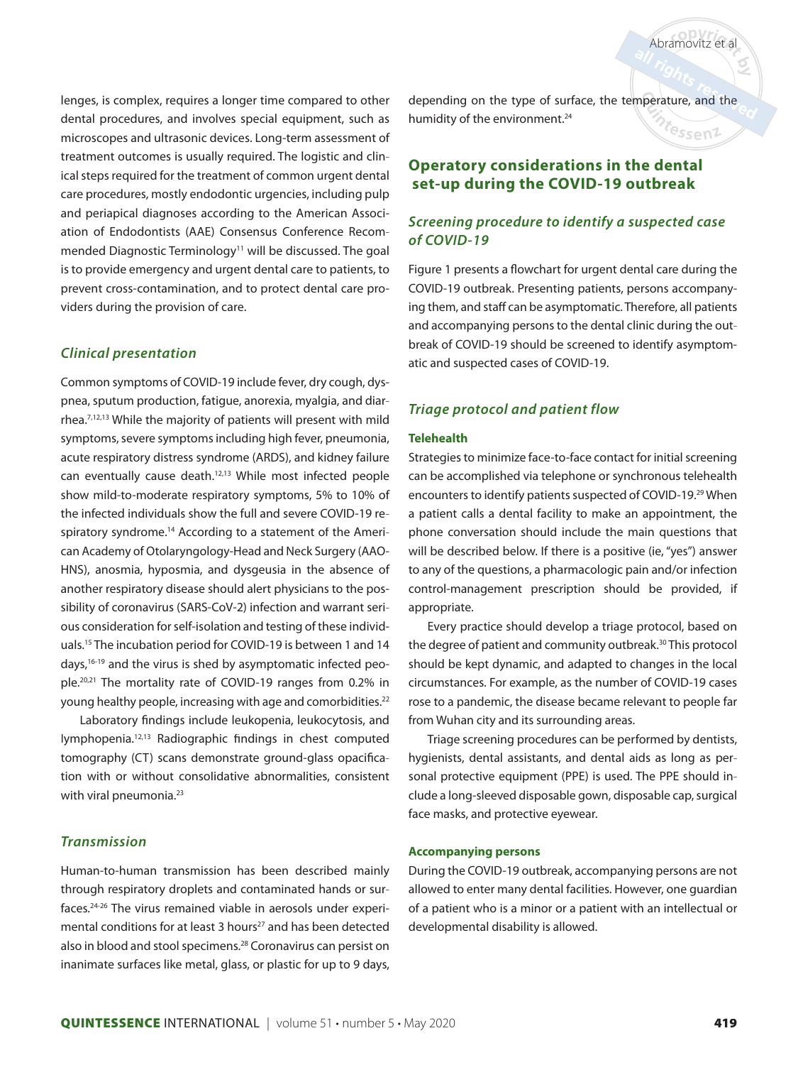lenges, is complex, requires a longer time compared to other dental procedures, and involves special equipment, such as microscopes and ultrasonic devices. Long-term assessment of treatment outcomes is usually required. The logistic and clinical steps required for the treatment of common urgent dental care procedures, mostly endodontic urgencies, including pulp and periapical diagnoses according to the American Association of Endodontists (AAE) Consensus Conference Recommended Diagnostic Terminology[11] will be discussed. The goal is to provide emergency and urgent dental care to patients, to prevent cross-contamination, and to protect dental care providers during the provision of care.

### *Clinical presentation*

Common symptoms of COVID-19 include fever, dry cough, dyspnea, sputum production, fatigue, anorexia, myalgia, and diarrhea.[7,12,13] While the majority of patients will present with mild symptoms, severe symptoms including high fever, pneumonia, acute respiratory distress syndrome (ARDS), and kidney failure can eventually cause death.[12,13] While most infected people show mild-to-moderate respiratory symptoms, 5% to 10% of the infected individuals show the full and severe COVID-19 respiratory syndrome.[14] According to a statement of the American Academy of Otolaryngology-Head and Neck Surgery (AAO-HNS), anosmia, hyposmia, and dysgeusia in the absence of another respiratory disease should alert physicians to the possibility of coronavirus (SARS-CoV-2) infection and warrant serious consideration for self-isolation and testing of these individuals.[15] The incubation period for COVID-19 is between 1 and 14 days,[16-19] and the virus is shed by asymptomatic infected people.[20,21] The mortality rate of COVID-19 ranges from 0.2% in young healthy people, increasing with age and comorbidities.[22]

Laboratory findings include leukopenia, leukocytosis, and lymphopenia.[12,13] Radiographic findings in chest computed tomography (CT) scans demonstrate ground-glass opacification with or without consolidative abnormalities, consistent with viral pneumonia.[23]

### *Transmission*

Human-to-human transmission has been described mainly through respiratory droplets and contaminated hands or surfaces.[24-26] The virus remained viable in aerosols under experimental conditions for at least 3 hours[27] and has been detected also in blood and stool specimens.[28] Coronavirus can persist on inanimate surfaces like metal, glass, or plastic for up to 9 days, depending on the type of surface, the temperature, and the humidity of the environment.[24]

## Operatory considerations in the dental set-up during the COVID-19 outbreak

### *Screening procedure to identify a suspected case of COVID-19*

Figure 1 presents a flowchart for urgent dental care during the COVID-19 outbreak. Presenting patients, persons accompanying them, and staff can be asymptomatic. Therefore, all patients and accompanying persons to the dental clinic during the outbreak of COVID-19 should be screened to identify asymptomatic and suspected cases of COVID-19.

### *Triage protocol and patient flow*

#### Telehealth

Strategies to minimize face-to-face contact for initial screening can be accomplished via telephone or synchronous telehealth encounters to identify patients suspected of COVID-19.[29] When a patient calls a dental facility to make an appointment, the phone conversation should include the main questions that will be described below. If there is a positive (ie, "yes") answer to any of the questions, a pharmacologic pain and/or infection control-management prescription should be provided, if appropriate.

Every practice should develop a triage protocol, based on the degree of patient and community outbreak.[30] This protocol should be kept dynamic, and adapted to changes in the local circumstances. For example, as the number of COVID-19 cases rose to a pandemic, the disease became relevant to people far from Wuhan city and its surrounding areas.

Triage screening procedures can be performed by dentists, hygienists, dental assistants, and dental aids as long as personal protective equipment (PPE) is used. The PPE should include a long-sleeved disposable gown, disposable cap, surgical face masks, and protective eyewear.

#### Accompanying persons

During the COVID-19 outbreak, accompanying persons are not allowed to enter many dental facilities. However, one guardian of a patient who is a minor or a patient with an intellectual or developmental disability is allowed.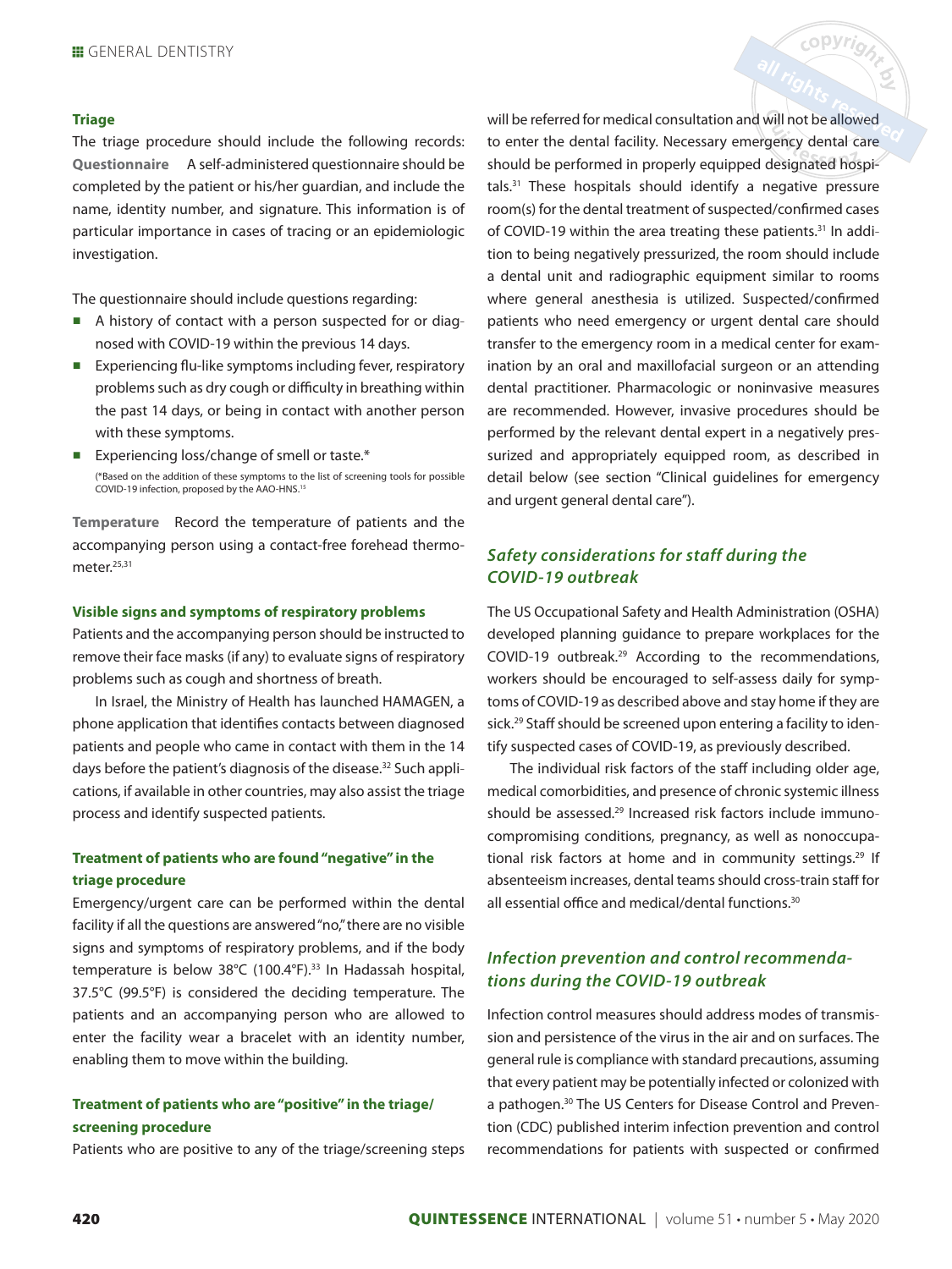#### Triage

The triage procedure should include the following records:

**Questionnaire** A self-administered questionnaire should be completed by the patient or his/her guardian, and include the name, identity number, and signature. This information is of particular importance in cases of tracing or an epidemiologic investigation.

The questionnaire should include questions regarding:

- A history of contact with a person suspected for or diagnosed with COVID-19 within the previous 14 days.
- Experiencing flu-like symptoms including fever, respiratory problems such as dry cough or difficulty in breathing within the past 14 days, or being in contact with another person with these symptoms.
- Experiencing loss/change of smell or taste.*

(*Based on the addition of these symptoms to the list of screening tools for possible COVID-19 infection, proposed by the AAO-HNS.[15])

**Temperature** Record the temperature of patients and the accompanying person using a contact-free forehead thermometer.[25,31]

#### Visible signs and symptoms of respiratory problems

Patients and the accompanying person should be instructed to remove their face masks (if any) to evaluate signs of respiratory problems such as cough and shortness of breath.

In Israel, the Ministry of Health has launched HAMAGEN, a phone application that identifies contacts between diagnosed patients and people who came in contact with them in the 14 days before the patient's diagnosis of the disease.[32] Such applications, if available in other countries, may also assist the triage process and identify suspected patients.

#### Treatment of patients who are found "negative" in the triage procedure

Emergency/urgent care can be performed within the dental facility if all the questions are answered "no," there are no visible signs and symptoms of respiratory problems, and if the body temperature is below 38°C (100.4°F).[33] In Hadassah hospital, 37.5°C (99.5°F) is considered the deciding temperature. The patients and an accompanying person who are allowed to enter the facility wear a bracelet with an identity number, enabling them to move within the building.

#### Treatment of patients who are "positive" in the triage/screening procedure

Patients who are positive to any of the triage/screening steps will be referred for medical consultation and will not be allowed to enter the dental facility. Necessary emergency dental care should be performed in properly equipped designated hospitals.[31] These hospitals should identify a negative pressure room(s) for the dental treatment of suspected/confirmed cases of COVID-19 within the area treating these patients.[31] In addition to being negatively pressurized, the room should include a dental unit and radiographic equipment similar to rooms where general anesthesia is utilized. Suspected/confirmed patients who need emergency or urgent dental care should transfer to the emergency room in a medical center for examination by an oral and maxillofacial surgeon or an attending dental practitioner. Pharmacologic or noninvasive measures are recommended. However, invasive procedures should be performed by the relevant dental expert in a negatively pressurized and appropriately equipped room, as described in detail below (see section "Clinical guidelines for emergency and urgent general dental care").

### *Safety considerations for staff during the COVID-19 outbreak*

The US Occupational Safety and Health Administration (OSHA) developed planning guidance to prepare workplaces for the COVID-19 outbreak.[29] According to the recommendations, workers should be encouraged to self-assess daily for symptoms of COVID-19 as described above and stay home if they are sick.[29] Staff should be screened upon entering a facility to identify suspected cases of COVID-19, as previously described.

The individual risk factors of the staff including older age, medical comorbidities, and presence of chronic systemic illness should be assessed.[29] Increased risk factors include immunocompromising conditions, pregnancy, as well as nonoccupational risk factors at home and in community settings.[29] If absenteeism increases, dental teams should cross-train staff for all essential office and medical/dental functions.[30]

### *Infection prevention and control recommendations during the COVID-19 outbreak*

Infection control measures should address modes of transmission and persistence of the virus in the air and on surfaces. The general rule is compliance with standard precautions, assuming that every patient may be potentially infected or colonized with a pathogen.[30] The US Centers for Disease Control and Prevention (CDC) published interim infection prevention and control recommendations for patients with suspected or confirmed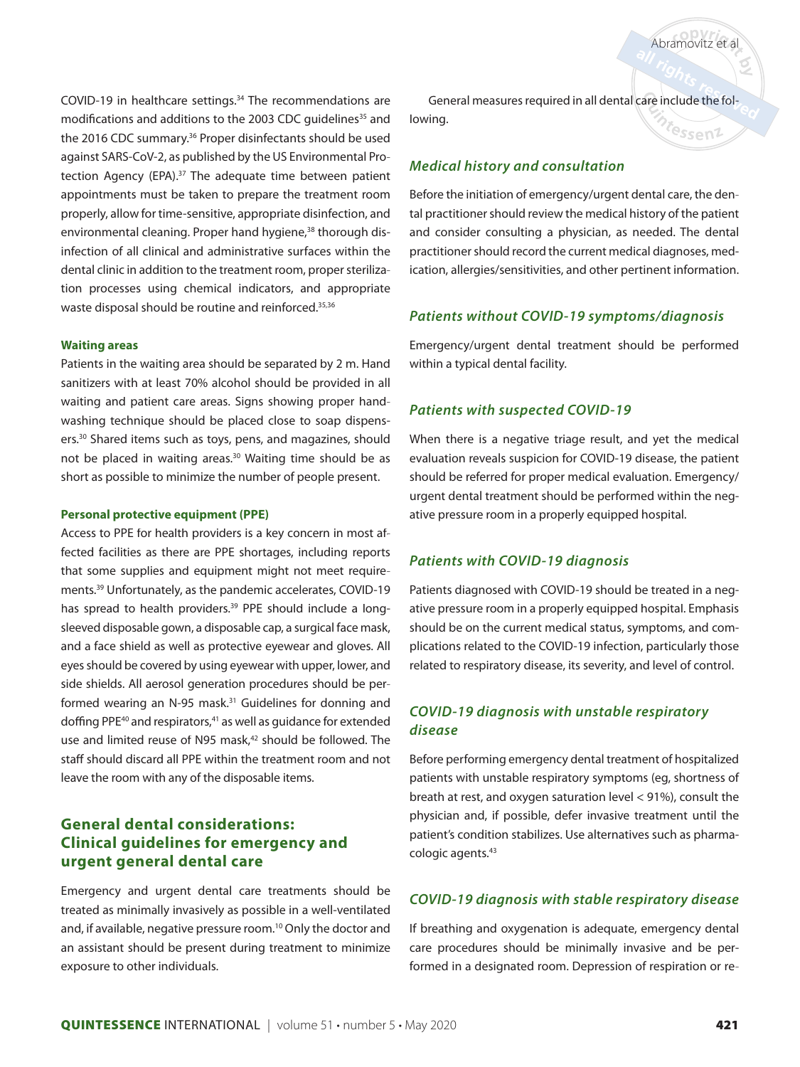COVID-19 in healthcare settings.[34] The recommendations are modifications and additions to the 2003 CDC guidelines[35] and the 2016 CDC summary.[36] Proper disinfectants should be used against SARS-CoV-2, as published by the US Environmental Protection Agency (EPA).[37] The adequate time between patient appointments must be taken to prepare the treatment room properly, allow for time-sensitive, appropriate disinfection, and environmental cleaning. Proper hand hygiene,[38] thorough disinfection of all clinical and administrative surfaces within the dental clinic in addition to the treatment room, proper sterilization processes using chemical indicators, and appropriate waste disposal should be routine and reinforced.[35,36]

#### Waiting areas

Patients in the waiting area should be separated by 2 m. Hand sanitizers with at least 70% alcohol should be provided in all waiting and patient care areas. Signs showing proper handwashing technique should be placed close to soap dispensers.[30] Shared items such as toys, pens, and magazines, should not be placed in waiting areas.[30] Waiting time should be as short as possible to minimize the number of people present.

#### Personal protective equipment (PPE)

Access to PPE for health providers is a key concern in most affected facilities as there are PPE shortages, including reports that some supplies and equipment might not meet requirements.[39] Unfortunately, as the pandemic accelerates, COVID-19 has spread to health providers.[39] PPE should include a long-sleeved disposable gown, a disposable cap, a surgical face mask, and a face shield as well as protective eyewear and gloves. All eyes should be covered by using eyewear with upper, lower, and side shields. All aerosol generation procedures should be performed wearing an N-95 mask.[31] Guidelines for donning and doffing PPE[40] and respirators,[41] as well as guidance for extended use and limited reuse of N95 mask,[42] should be followed. The staff should discard all PPE within the treatment room and not leave the room with any of the disposable items.

## General dental considerations: Clinical guidelines for emergency and urgent general dental care

Emergency and urgent dental care treatments should be treated as minimally invasively as possible in a well-ventilated and, if available, negative pressure room.[10] Only the doctor and an assistant should be present during treatment to minimize exposure to other individuals.

General measures required in all dental care include the following.

### *Medical history and consultation*

Before the initiation of emergency/urgent dental care, the dental practitioner should review the medical history of the patient and consider consulting a physician, as needed. The dental practitioner should record the current medical diagnoses, medication, allergies/sensitivities, and other pertinent information.

### *Patients without COVID-19 symptoms/diagnosis*

Emergency/urgent dental treatment should be performed within a typical dental facility.

### *Patients with suspected COVID-19*

When there is a negative triage result, and yet the medical evaluation reveals suspicion for COVID-19 disease, the patient should be referred for proper medical evaluation. Emergency/urgent dental treatment should be performed within the negative pressure room in a properly equipped hospital.

### *Patients with COVID-19 diagnosis*

Patients diagnosed with COVID-19 should be treated in a negative pressure room in a properly equipped hospital. Emphasis should be on the current medical status, symptoms, and complications related to the COVID-19 infection, particularly those related to respiratory disease, its severity, and level of control.

### *COVID-19 diagnosis with unstable respiratory disease*

Before performing emergency dental treatment of hospitalized patients with unstable respiratory symptoms (eg, shortness of breath at rest, and oxygen saturation level < 91%), consult the physician and, if possible, defer invasive treatment until the patient's condition stabilizes. Use alternatives such as pharmacologic agents.[43]

### *COVID-19 diagnosis with stable respiratory disease*

If breathing and oxygenation is adequate, emergency dental care procedures should be minimally invasive and be performed in a designated room. Depression of respiration or re-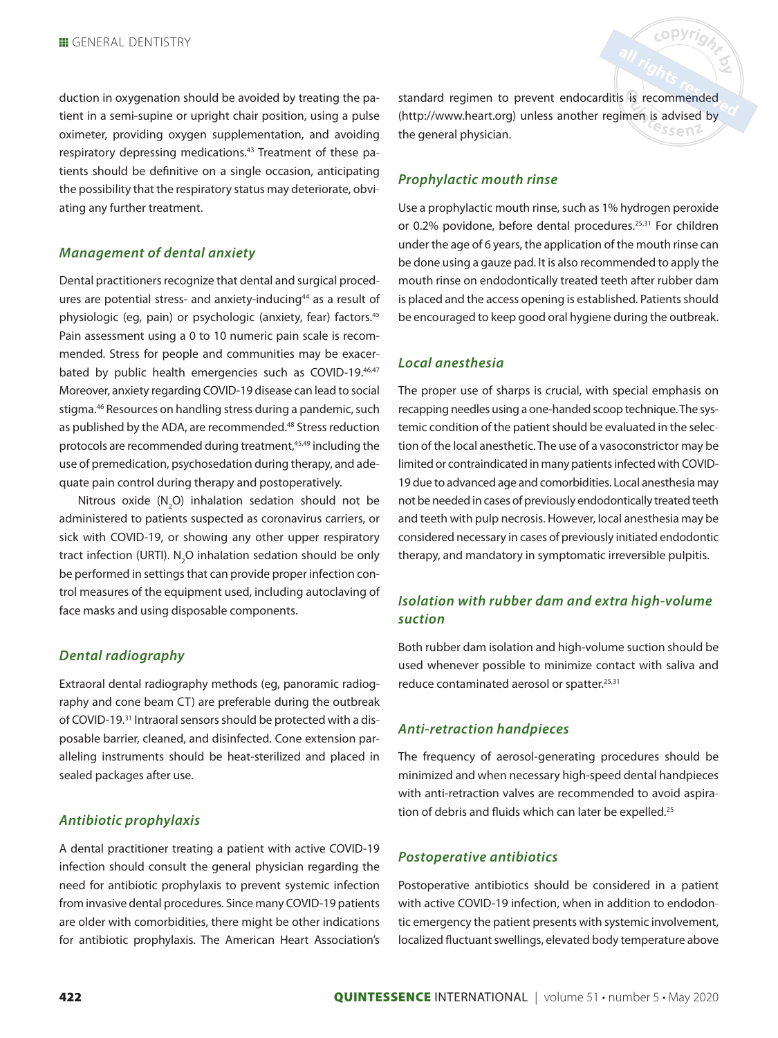duction in oxygenation should be avoided by treating the patient in a semi-supine or upright chair position, using a pulse oximeter, providing oxygen supplementation, and avoiding respiratory depressing medications.[43] Treatment of these patients should be definitive on a single occasion, anticipating the possibility that the respiratory status may deteriorate, obviating any further treatment.

### *Management of dental anxiety*

Dental practitioners recognize that dental and surgical procedures are potential stress- and anxiety-inducing[44] as a result of physiologic (eg, pain) or psychologic (anxiety, fear) factors.[45] Pain assessment using a 0 to 10 numeric pain scale is recommended. Stress for people and communities may be exacerbated by public health emergencies such as COVID-19.[46,47] Moreover, anxiety regarding COVID-19 disease can lead to social stigma.[46] Resources on handling stress during a pandemic, such as published by the ADA, are recommended.[48] Stress reduction protocols are recommended during treatment,[45,49] including the use of premedication, psychosedation during therapy, and adequate pain control during therapy and postoperatively.

Nitrous oxide ($N_2O$) inhalation sedation should not be administered to patients suspected as coronavirus carriers, or sick with COVID-19, or showing any other upper respiratory tract infection (URTI). $N_2O$ inhalation sedation should be only be performed in settings that can provide proper infection control measures of the equipment used, including autoclaving of face masks and using disposable components.

### *Dental radiography*

Extraoral dental radiography methods (eg, panoramic radiography and cone beam CT) are preferable during the outbreak of COVID-19.[31] Intraoral sensors should be protected with a disposable barrier, cleaned, and disinfected. Cone extension paralleling instruments should be heat-sterilized and placed in sealed packages after use.

### *Antibiotic prophylaxis*

A dental practitioner treating a patient with active COVID-19 infection should consult the general physician regarding the need for antibiotic prophylaxis to prevent systemic infection from invasive dental procedures. Since many COVID-19 patients are older with comorbidities, there might be other indications for antibiotic prophylaxis. The American Heart Association's standard regimen to prevent endocarditis is recommended (http://www.heart.org) unless another regimen is advised by the general physician.

### *Prophylactic mouth rinse*

Use a prophylactic mouth rinse, such as 1% hydrogen peroxide or 0.2% povidone, before dental procedures.[25,31] For children under the age of 6 years, the application of the mouth rinse can be done using a gauze pad. It is also recommended to apply the mouth rinse on endodontically treated teeth after rubber dam is placed and the access opening is established. Patients should be encouraged to keep good oral hygiene during the outbreak.

### *Local anesthesia*

The proper use of sharps is crucial, with special emphasis on recapping needles using a one-handed scoop technique. The systemic condition of the patient should be evaluated in the selection of the local anesthetic. The use of a vasoconstrictor may be limited or contraindicated in many patients infected with COVID-19 due to advanced age and comorbidities. Local anesthesia may not be needed in cases of previously endodontically treated teeth and teeth with pulp necrosis. However, local anesthesia may be considered necessary in cases of previously initiated endodontic therapy, and mandatory in symptomatic irreversible pulpitis.

### *Isolation with rubber dam and extra high-volume suction*

Both rubber dam isolation and high-volume suction should be used whenever possible to minimize contact with saliva and reduce contaminated aerosol or spatter.[25,31]

### *Anti-retraction handpieces*

The frequency of aerosol-generating procedures should be minimized and when necessary high-speed dental handpieces with anti-retraction valves are recommended to avoid aspiration of debris and fluids which can later be expelled.[25]

### *Postoperative antibiotics*

Postoperative antibiotics should be considered in a patient with active COVID-19 infection, when in addition to endodontic emergency the patient presents with systemic involvement, localized fluctuant swellings, elevated body temperature above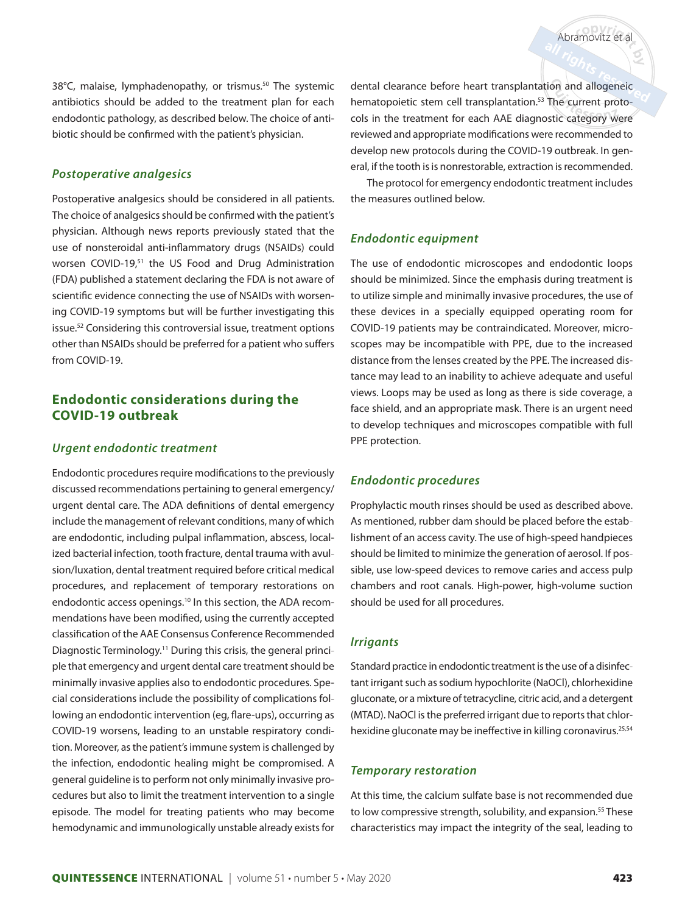38°C, malaise, lymphadenopathy, or trismus.[50] The systemic antibiotics should be added to the treatment plan for each endodontic pathology, as described below. The choice of antibiotic should be confirmed with the patient's physician.

### *Postoperative analgesics*

Postoperative analgesics should be considered in all patients. The choice of analgesics should be confirmed with the patient's physician. Although news reports previously stated that the use of nonsteroidal anti-inflammatory drugs (NSAIDs) could worsen COVID-19,[51] the US Food and Drug Administration (FDA) published a statement declaring the FDA is not aware of scientific evidence connecting the use of NSAIDs with worsening COVID-19 symptoms but will be further investigating this issue.[52] Considering this controversial issue, treatment options other than NSAIDs should be preferred for a patient who suffers from COVID-19.

## Endodontic considerations during the COVID-19 outbreak

### *Urgent endodontic treatment*

Endodontic procedures require modifications to the previously discussed recommendations pertaining to general emergency/urgent dental care. The ADA definitions of dental emergency include the management of relevant conditions, many of which are endodontic, including pulpal inflammation, abscess, localized bacterial infection, tooth fracture, dental trauma with avulsion/luxation, dental treatment required before critical medical procedures, and replacement of temporary restorations on endodontic access openings.[10] In this section, the ADA recommendations have been modified, using the currently accepted classification of the AAE Consensus Conference Recommended Diagnostic Terminology.[11] During this crisis, the general principle that emergency and urgent dental care treatment should be minimally invasive applies also to endodontic procedures. Special considerations include the possibility of complications following an endodontic intervention (eg, flare-ups), occurring as COVID-19 worsens, leading to an unstable respiratory condition. Moreover, as the patient's immune system is challenged by the infection, endodontic healing might be compromised. A general guideline is to perform not only minimally invasive procedures but also to limit the treatment intervention to a single episode. The model for treating patients who may become hemodynamic and immunologically unstable already exists for dental clearance before heart transplantation and allogeneic hematopoietic stem cell transplantation.[53] The current protocols in the treatment for each AAE diagnostic category were reviewed and appropriate modifications were recommended to develop new protocols during the COVID-19 outbreak. In general, if the tooth is is nonrestorable, extraction is recommended.

The protocol for emergency endodontic treatment includes the measures outlined below.

### *Endodontic equipment*

The use of endodontic microscopes and endodontic loops should be minimized. Since the emphasis during treatment is to utilize simple and minimally invasive procedures, the use of these devices in a specially equipped operating room for COVID-19 patients may be contraindicated. Moreover, microscopes may be incompatible with PPE, due to the increased distance from the lenses created by the PPE. The increased distance may lead to an inability to achieve adequate and useful views. Loops may be used as long as there is side coverage, a face shield, and an appropriate mask. There is an urgent need to develop techniques and microscopes compatible with full PPE protection.

### *Endodontic procedures*

Prophylactic mouth rinses should be used as described above. As mentioned, rubber dam should be placed before the establishment of an access cavity. The use of high-speed handpieces should be limited to minimize the generation of aerosol. If possible, use low-speed devices to remove caries and access pulp chambers and root canals. High-power, high-volume suction should be used for all procedures.

### *Irrigants*

Standard practice in endodontic treatment is the use of a disinfectant irrigant such as sodium hypochlorite (NaOCl), chlorhexidine gluconate, or a mixture of tetracycline, citric acid, and a detergent (MTAD). NaOCl is the preferred irrigant due to reports that chlorhexidine gluconate may be ineffective in killing coronavirus.[25,54]

### *Temporary restoration*

At this time, the calcium sulfate base is not recommended due to low compressive strength, solubility, and expansion.[55] These characteristics may impact the integrity of the seal, leading to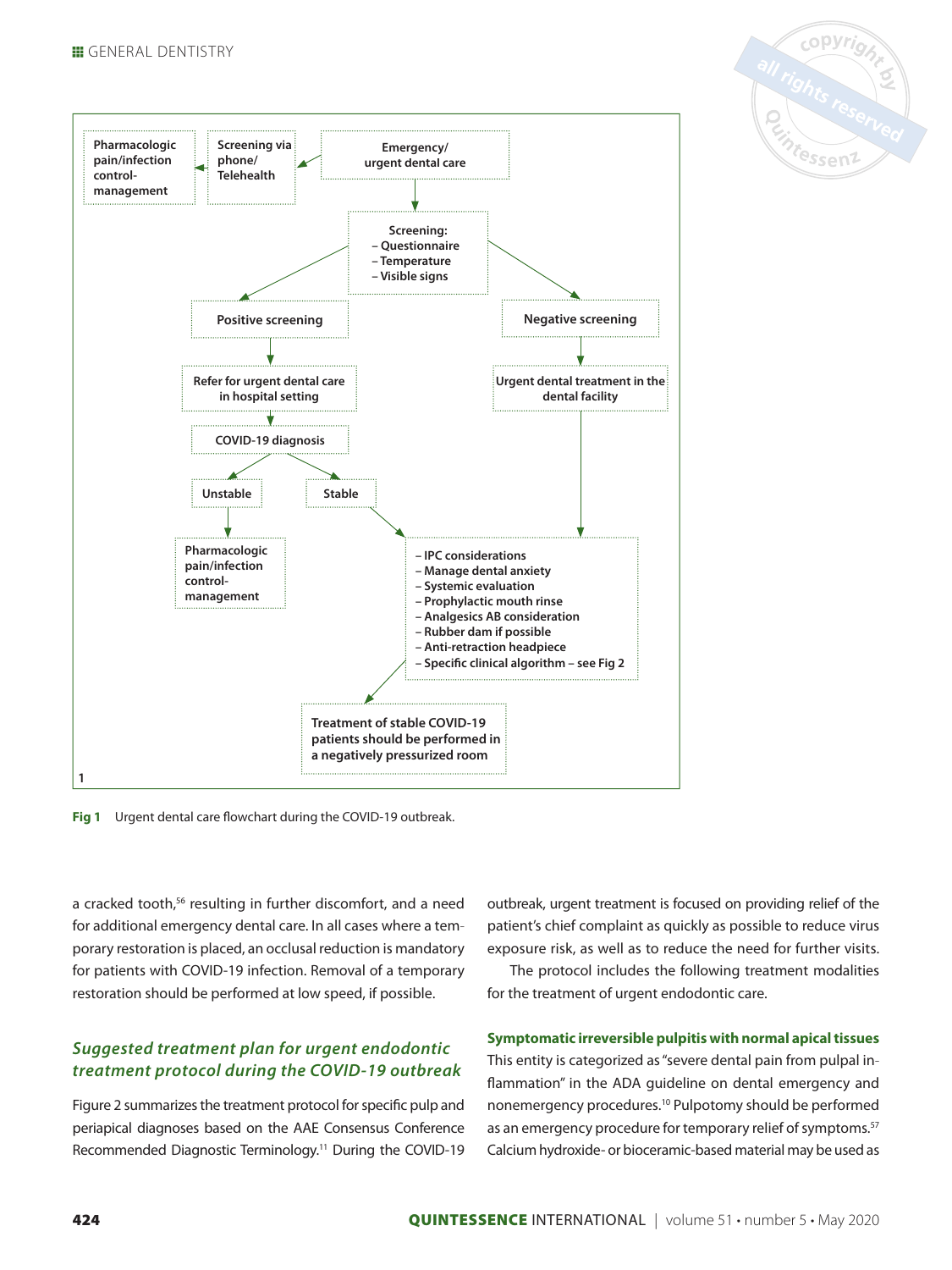Pharmacologic pain/infection control-management

Screening via phone/ Telehealth

Emergency/ urgent dental care

Screening:
– Questionnaire
– Temperature
– Visible signs

Positive screening

Negative screening

Refer for urgent dental care in hospital setting

Urgent dental treatment in the dental facility

COVID-19 diagnosis

Unstable

Stable

Pharmacologic pain/infection control-management

– IPC considerations
– Manage dental anxiety
– Systemic evaluation
– Prophylactic mouth rinse
– Analgesics AB consideration
– Rubber dam if possible
– Anti-retraction headpiece
– Specific clinical algorithm – see Fig 2

Treatment of stable COVID-19 patients should be performed in a negatively pressurized room

1

**Fig 1** Urgent dental care flowchart during the COVID-19 outbreak.

a cracked tooth,[56] resulting in further discomfort, and a need for additional emergency dental care. In all cases where a temporary restoration is placed, an occlusal reduction is mandatory for patients with COVID-19 infection. Removal of a temporary restoration should be performed at low speed, if possible.

## *Suggested treatment plan for urgent endodontic treatment protocol during the COVID-19 outbreak*

Figure 2 summarizes the treatment protocol for specific pulp and periapical diagnoses based on the AAE Consensus Conference Recommended Diagnostic Terminology.[11] During the COVID-19 outbreak, urgent treatment is focused on providing relief of the patient's chief complaint as quickly as possible to reduce virus exposure risk, as well as to reduce the need for further visits.

The protocol includes the following treatment modalities for the treatment of urgent endodontic care.

### Symptomatic irreversible pulpitis with normal apical tissues

This entity is categorized as "severe dental pain from pulpal inflammation" in the ADA guideline on dental emergency and nonemergency procedures.[10] Pulpotomy should be performed as an emergency procedure for temporary relief of symptoms.[57] Calcium hydroxide- or bioceramic-based material may be used as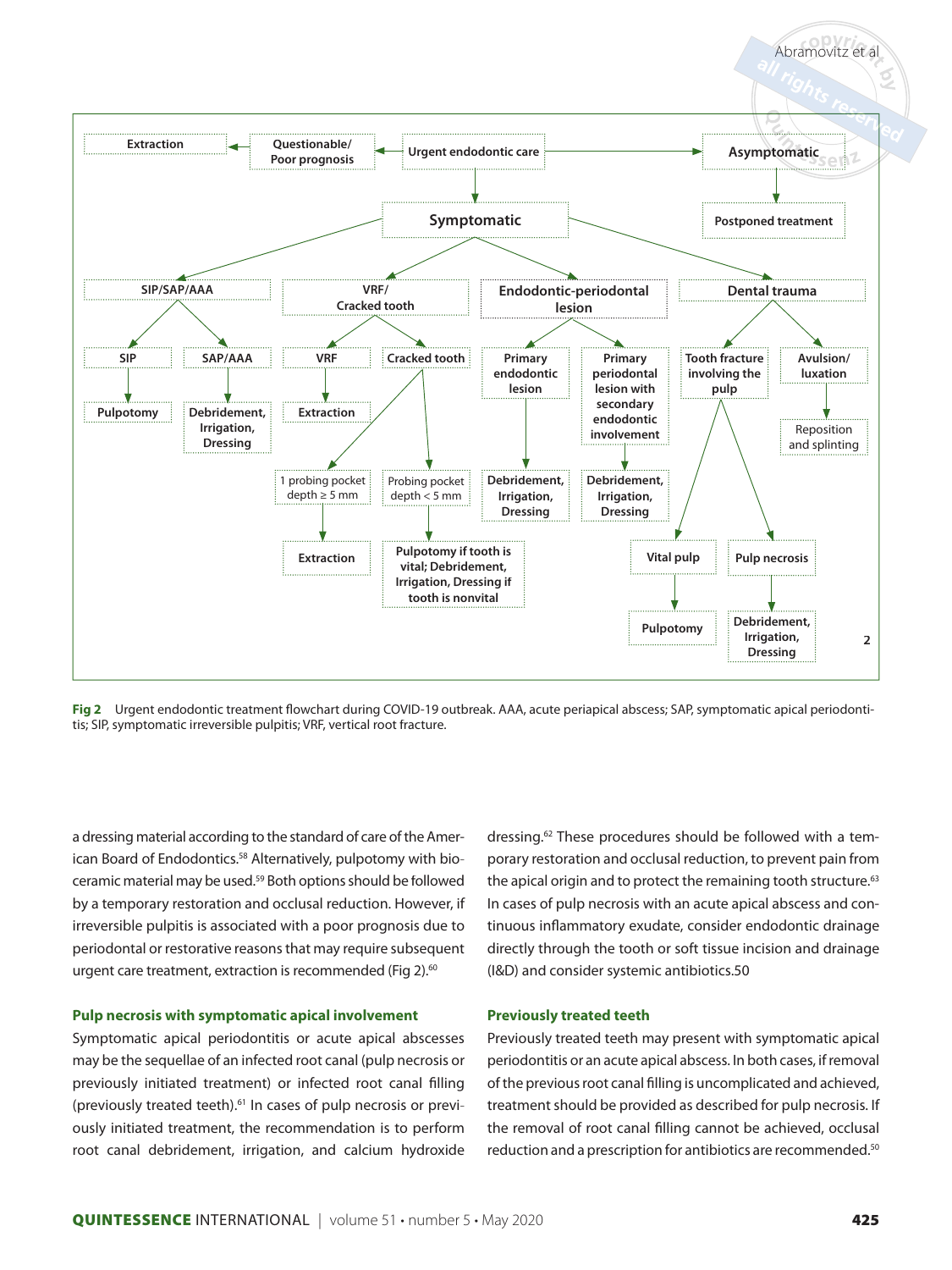Extraction ← Questionable/Poor prognosis ← Urgent endodontic care → Asymptomatic → Postponed treatment

Urgent endodontic care → Symptomatic

Symptomatic → SIP/SAP/AAA; VRF/Cracked tooth; Endodontic-periodontal lesion; Dental trauma

- SIP/SAP/AAA
  - SIP → Pulpotomy
  - SAP/AAA → Debridement, Irrigation, Dressing
- VRF/Cracked tooth
  - VRF → Extraction
  - Cracked tooth
    - 1 probing pocket depth ≥ 5 mm → Extraction
    - Probing pocket depth < 5 mm → Pulpotomy if tooth is vital; Debridement, Irrigation, Dressing if tooth is nonvital
- Endodontic-periodontal lesion
  - Primary endodontic lesion → Debridement, Irrigation, Dressing
  - Primary periodontal lesion with secondary endodontic involvement → Debridement, Irrigation, Dressing
- Dental trauma
  - Tooth fracture involving the pulp
    - Vital pulp → Pulpotomy
    - Pulp necrosis → Debridement, Irrigation, Dressing
  - Avulsion/luxation → Reposition and splinting

**Fig 2** Urgent endodontic treatment flowchart during COVID-19 outbreak. AAA, acute periapical abscess; SAP, symptomatic apical periodontitis; SIP, symptomatic irreversible pulpitis; VRF, vertical root fracture.

a dressing material according to the standard of care of the American Board of Endodontics.[58] Alternatively, pulpotomy with bioceramic material may be used.[59] Both options should be followed by a temporary restoration and occlusal reduction. However, if irreversible pulpitis is associated with a poor prognosis due to periodontal or restorative reasons that may require subsequent urgent care treatment, extraction is recommended (Fig 2).[60]

### Pulp necrosis with symptomatic apical involvement

Symptomatic apical periodontitis or acute apical abscesses may be the sequellae of an infected root canal (pulp necrosis or previously initiated treatment) or infected root canal filling (previously treated teeth).[61] In cases of pulp necrosis or previously initiated treatment, the recommendation is to perform root canal debridement, irrigation, and calcium hydroxide dressing.[62] These procedures should be followed with a temporary restoration and occlusal reduction, to prevent pain from the apical origin and to protect the remaining tooth structure.[63] In cases of pulp necrosis with an acute apical abscess and continuous inflammatory exudate, consider endodontic drainage directly through the tooth or soft tissue incision and drainage (I&D) and consider systemic antibiotics.50

### Previously treated teeth

Previously treated teeth may present with symptomatic apical periodontitis or an acute apical abscess. In both cases, if removal of the previous root canal filling is uncomplicated and achieved, treatment should be provided as described for pulp necrosis. If the removal of root canal filling cannot be achieved, occlusal reduction and a prescription for antibiotics are recommended.[50]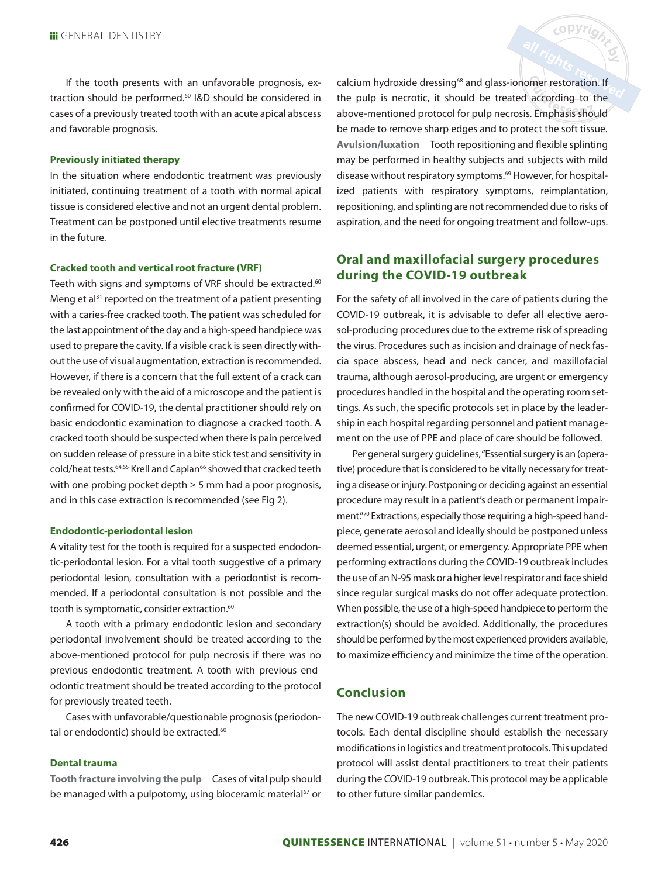If the tooth presents with an unfavorable prognosis, extraction should be performed.[60] I&D should be considered in cases of a previously treated tooth with an acute apical abscess and favorable prognosis.

#### Previously initiated therapy

In the situation where endodontic treatment was previously initiated, continuing treatment of a tooth with normal apical tissue is considered elective and not an urgent dental problem. Treatment can be postponed until elective treatments resume in the future.

#### Cracked tooth and vertical root fracture (VRF)

Teeth with signs and symptoms of VRF should be extracted.[60] Meng et al[31] reported on the treatment of a patient presenting with a caries-free cracked tooth. The patient was scheduled for the last appointment of the day and a high-speed handpiece was used to prepare the cavity. If a visible crack is seen directly without the use of visual augmentation, extraction is recommended. However, if there is a concern that the full extent of a crack can be revealed only with the aid of a microscope and the patient is confirmed for COVID-19, the dental practitioner should rely on basic endodontic examination to diagnose a cracked tooth. A cracked tooth should be suspected when there is pain perceived on sudden release of pressure in a bite stick test and sensitivity in cold/heat tests.[64,65] Krell and Caplan[66] showed that cracked teeth with one probing pocket depth ≥ 5 mm had a poor prognosis, and in this case extraction is recommended (see Fig 2).

#### Endodontic-periodontal lesion

A vitality test for the tooth is required for a suspected endodontic-periodontal lesion. For a vital tooth suggestive of a primary periodontal lesion, consultation with a periodontist is recommended. If a periodontal consultation is not possible and the tooth is symptomatic, consider extraction.[60]

A tooth with a primary endodontic lesion and secondary periodontal involvement should be treated according to the above-mentioned protocol for pulp necrosis if there was no previous endodontic treatment. A tooth with previous endodontic treatment should be treated according to the protocol for previously treated teeth.

Cases with unfavorable/questionable prognosis (periodontal or endodontic) should be extracted.[60]

#### Dental trauma

**Tooth fracture involving the pulp** Cases of vital pulp should be managed with a pulpotomy, using bioceramic material[67] or calcium hydroxide dressing[68] and glass-ionomer restoration. If the pulp is necrotic, it should be treated according to the above-mentioned protocol for pulp necrosis. Emphasis should be made to remove sharp edges and to protect the soft tissue.

**Avulsion/luxation** Tooth repositioning and flexible splinting may be performed in healthy subjects and subjects with mild disease without respiratory symptoms.[69] However, for hospitalized patients with respiratory symptoms, reimplantation, repositioning, and splinting are not recommended due to risks of aspiration, and the need for ongoing treatment and follow-ups.

## Oral and maxillofacial surgery procedures during the COVID-19 outbreak

For the safety of all involved in the care of patients during the COVID-19 outbreak, it is advisable to defer all elective aerosol-producing procedures due to the extreme risk of spreading the virus. Procedures such as incision and drainage of neck fascia space abscess, head and neck cancer, and maxillofacial trauma, although aerosol-producing, are urgent or emergency procedures handled in the hospital and the operating room settings. As such, the specific protocols set in place by the leadership in each hospital regarding personnel and patient management on the use of PPE and place of care should be followed.

Per general surgery guidelines, "Essential surgery is an (operative) procedure that is considered to be vitally necessary for treating a disease or injury. Postponing or deciding against an essential procedure may result in a patient's death or permanent impairment."[70] Extractions, especially those requiring a high-speed handpiece, generate aerosol and ideally should be postponed unless deemed essential, urgent, or emergency. Appropriate PPE when performing extractions during the COVID-19 outbreak includes the use of an N-95 mask or a higher level respirator and face shield since regular surgical masks do not offer adequate protection. When possible, the use of a high-speed handpiece to perform the extraction(s) should be avoided. Additionally, the procedures should be performed by the most experienced providers available, to maximize efficiency and minimize the time of the operation.

## Conclusion

The new COVID-19 outbreak challenges current treatment protocols. Each dental discipline should establish the necessary modifications in logistics and treatment protocols. This updated protocol will assist dental practitioners to treat their patients during the COVID-19 outbreak. This protocol may be applicable to other future similar pandemics.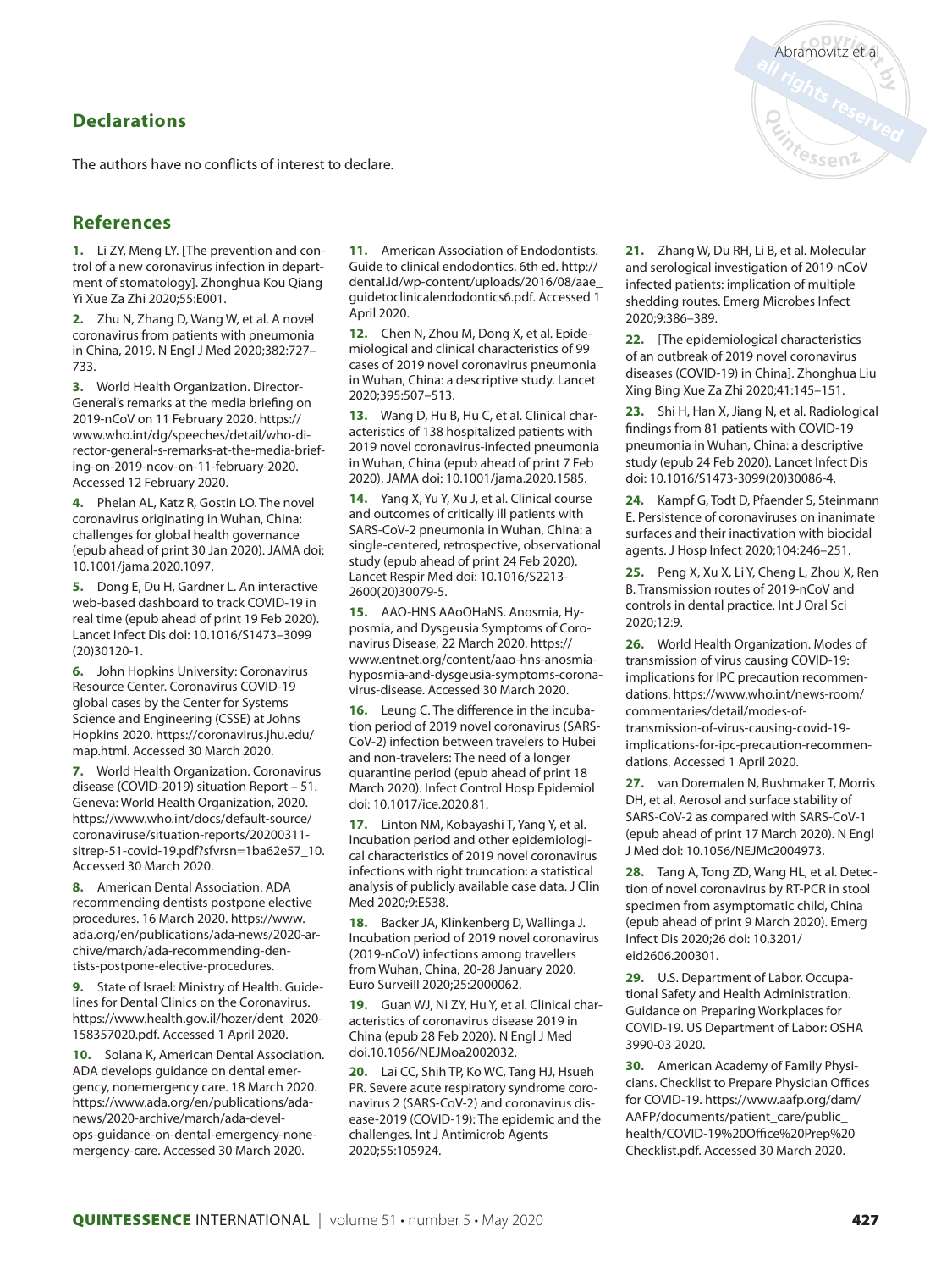## Declarations

The authors have no conflicts of interest to declare.

## References

1. Li ZY, Meng LY. [The prevention and control of a new coronavirus infection in department of stomatology]. Zhonghua Kou Qiang Yi Xue Za Zhi 2020;55:E001.
2. Zhu N, Zhang D, Wang W, et al. A novel coronavirus from patients with pneumonia in China, 2019. N Engl J Med 2020;382:727–733.
3. World Health Organization. Director-General's remarks at the media briefing on 2019-nCoV on 11 February 2020. https://www.who.int/dg/speeches/detail/who-director-general-s-remarks-at-the-media-briefing-on-2019-ncov-on-11-february-2020. Accessed 12 February 2020.
4. Phelan AL, Katz R, Gostin LO. The novel coronavirus originating in Wuhan, China: challenges for global health governance (epub ahead of print 30 Jan 2020). JAMA doi: 10.1001/jama.2020.1097.
5. Dong E, Du H, Gardner L. An interactive web-based dashboard to track COVID-19 in real time (epub ahead of print 19 Feb 2020). Lancet Infect Dis doi: 10.1016/S1473–3099(20)30120-1.
6. John Hopkins University: Coronavirus Resource Center. Coronavirus COVID-19 global cases by the Center for Systems Science and Engineering (CSSE) at Johns Hopkins 2020. https://coronavirus.jhu.edu/map.html. Accessed 30 March 2020.
7. World Health Organization. Coronavirus disease (COVID-2019) situation Report – 51. Geneva: World Health Organization, 2020. https://www.who.int/docs/default-source/coronaviruse/situation-reports/20200311-sitrep-51-covid-19.pdf?sfvrsn=1ba62e57_10. Accessed 30 March 2020.
8. American Dental Association. ADA recommending dentists postpone elective procedures. 16 March 2020. https://www.ada.org/en/publications/ada-news/2020-archive/march/ada-recommending-dentists-postpone-elective-procedures.
9. State of Israel: Ministry of Health. Guidelines for Dental Clinics on the Coronavirus. https://www.health.gov.il/hozer/dent_2020-158357020.pdf. Accessed 1 April 2020.
10. Solana K, American Dental Association. ADA develops guidance on dental emergency, nonemergency care. 18 March 2020. https://www.ada.org/en/publications/ada-news/2020-archive/march/ada-develops-guidance-on-dental-emergency-nonemergency-care. Accessed 30 March 2020.
11. American Association of Endodontists. Guide to clinical endodontics. 6th ed. http://dental.id/wp-content/uploads/2016/08/aae_guidetoclinicalendodontics6.pdf. Accessed 1 April 2020.
12. Chen N, Zhou M, Dong X, et al. Epidemiological and clinical characteristics of 99 cases of 2019 novel coronavirus pneumonia in Wuhan, China: a descriptive study. Lancet 2020;395:507–513.
13. Wang D, Hu B, Hu C, et al. Clinical characteristics of 138 hospitalized patients with 2019 novel coronavirus-infected pneumonia in Wuhan, China (epub ahead of print 7 Feb 2020). JAMA doi: 10.1001/jama.2020.1585.
14. Yang X, Yu Y, Xu J, et al. Clinical course and outcomes of critically ill patients with SARS-CoV-2 pneumonia in Wuhan, China: a single-centered, retrospective, observational study (epub ahead of print 24 Feb 2020). Lancet Respir Med doi: 10.1016/S2213-2600(20)30079-5.
15. AAO-HNS AAoOHaNS. Anosmia, Hyposmia, and Dysgeusia Symptoms of Coronavirus Disease, 22 March 2020. https://www.entnet.org/content/aao-hns-anosmia-hyposmia-and-dysgeusia-symptoms-coronavirus-disease. Accessed 30 March 2020.
16. Leung C. The difference in the incubation period of 2019 novel coronavirus (SARS-CoV-2) infection between travelers to Hubei and non-travelers: The need of a longer quarantine period (epub ahead of print 18 March 2020). Infect Control Hosp Epidemiol doi: 10.1017/ice.2020.81.
17. Linton NM, Kobayashi T, Yang Y, et al. Incubation period and other epidemiological characteristics of 2019 novel coronavirus infections with right truncation: a statistical analysis of publicly available case data. J Clin Med 2020;9:E538.
18. Backer JA, Klinkenberg D, Wallinga J. Incubation period of 2019 novel coronavirus (2019-nCoV) infections among travellers from Wuhan, China, 20-28 January 2020. Euro Surveill 2020;25:2000062.
19. Guan WJ, Ni ZY, Hu Y, et al. Clinical characteristics of coronavirus disease 2019 in China (epub 28 Feb 2020). N Engl J Med doi.10.1056/NEJMoa2002032.
20. Lai CC, Shih TP, Ko WC, Tang HJ, Hsueh PR. Severe acute respiratory syndrome coronavirus 2 (SARS-CoV-2) and coronavirus disease-2019 (COVID-19): The epidemic and the challenges. Int J Antimicrob Agents 2020;55:105924.
21. Zhang W, Du RH, Li B, et al. Molecular and serological investigation of 2019-nCoV infected patients: implication of multiple shedding routes. Emerg Microbes Infect 2020;9:386–389.
22. [The epidemiological characteristics of an outbreak of 2019 novel coronavirus diseases (COVID-19) in China]. Zhonghua Liu Xing Bing Xue Za Zhi 2020;41:145–151.
23. Shi H, Han X, Jiang N, et al. Radiological findings from 81 patients with COVID-19 pneumonia in Wuhan, China: a descriptive study (epub 24 Feb 2020). Lancet Infect Dis doi: 10.1016/S1473-3099(20)30086-4.
24. Kampf G, Todt D, Pfaender S, Steinmann E. Persistence of coronaviruses on inanimate surfaces and their inactivation with biocidal agents. J Hosp Infect 2020;104:246–251.
25. Peng X, Xu X, Li Y, Cheng L, Zhou X, Ren B. Transmission routes of 2019-nCoV and controls in dental practice. Int J Oral Sci 2020;12:9.
26. World Health Organization. Modes of transmission of virus causing COVID-19: implications for IPC precaution recommendations. https://www.who.int/news-room/commentaries/detail/modes-of-transmission-of-virus-causing-covid-19-implications-for-ipc-precaution-recommendations. Accessed 1 April 2020.
27. van Doremalen N, Bushmaker T, Morris DH, et al. Aerosol and surface stability of SARS-CoV-2 as compared with SARS-CoV-1 (epub ahead of print 17 March 2020). N Engl J Med doi: 10.1056/NEJMc2004973.
28. Tang A, Tong ZD, Wang HL, et al. Detection of novel coronavirus by RT-PCR in stool specimen from asymptomatic child, China (epub ahead of print 9 March 2020). Emerg Infect Dis 2020;26 doi: 10.3201/eid2606.200301.
29. U.S. Department of Labor. Occupational Safety and Health Administration. Guidance on Preparing Workplaces for COVID-19. US Department of Labor: OSHA 3990-03 2020.
30. American Academy of Family Physicians. Checklist to Prepare Physician Offices for COVID-19. https://www.aafp.org/dam/AAFP/documents/patient_care/public_health/COVID-19%20Office%20Prep%20Checklist.pdf. Accessed 30 March 2020.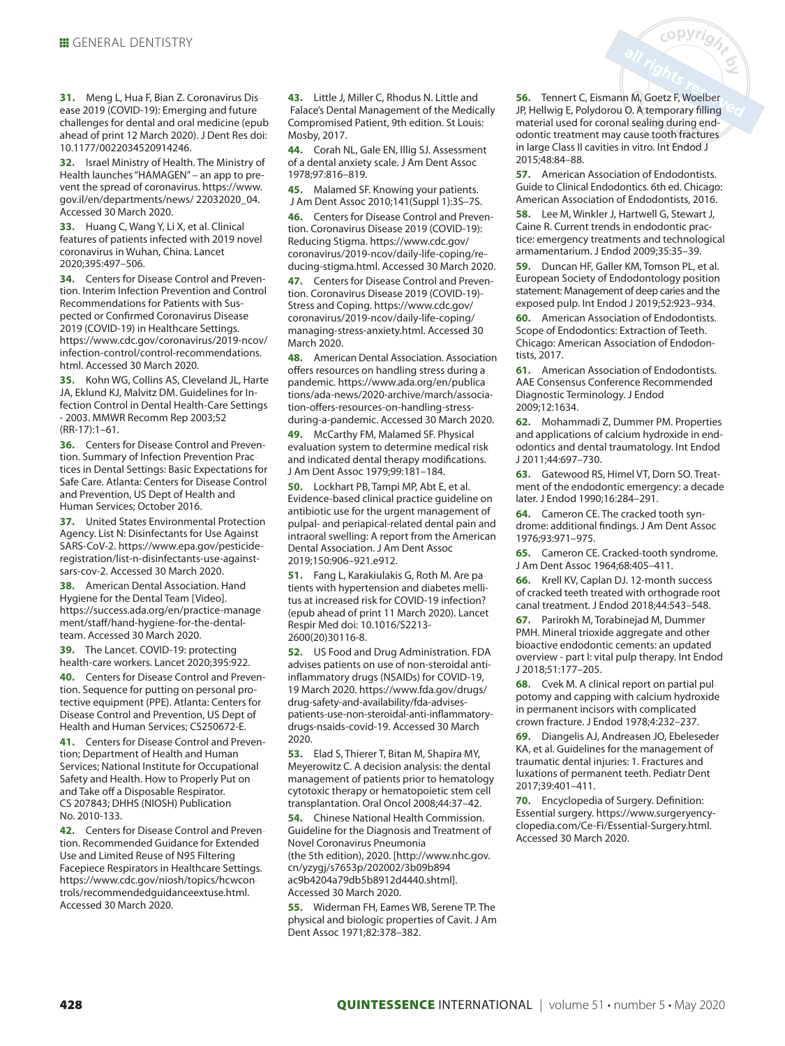31. Meng L, Hua F, Bian Z. Coronavirus Disease 2019 (COVID-19): Emerging and future challenges for dental and oral medicine (epub ahead of print 12 March 2020). J Dent Res doi: 10.1177/0022034520914246.

32. Israel Ministry of Health. The Ministry of Health launches "HAMAGEN" – an app to prevent the spread of coronavirus. https://www.gov.il/en/departments/news/ 22032020_04. Accessed 30 March 2020.

33. Huang C, Wang Y, Li X, et al. Clinical features of patients infected with 2019 novel coronavirus in Wuhan, China. Lancet 2020;395:497–506.

34. Centers for Disease Control and Prevention. Interim Infection Prevention and Control Recommendations for Patients with Suspected or Confirmed Coronavirus Disease 2019 (COVID-19) in Healthcare Settings. https://www.cdc.gov/coronavirus/2019-ncov/infection-control/control-recommendations.html. Accessed 30 March 2020.

35. Kohn WG, Collins AS, Cleveland JL, Harte JA, Eklund KJ, Malvitz DM. Guidelines for Infection Control in Dental Health-Care Settings - 2003. MMWR Recomm Rep 2003;52 (RR-17):1–61.

36. Centers for Disease Control and Prevention. Summary of Infection Prevention Practices in Dental Settings: Basic Expectations for Safe Care. Atlanta: Centers for Disease Control and Prevention, US Dept of Health and Human Services; October 2016.

37. United States Environmental Protection Agency. List N: Disinfectants for Use Against SARS-CoV-2. https://www.epa.gov/pesticide-registration/list-n-disinfectants-use-against-sars-cov-2. Accessed 30 March 2020.

38. American Dental Association. Hand Hygiene for the Dental Team [Video]. https://success.ada.org/en/practice-management/staff/hand-hygiene-for-the-dental-team. Accessed 30 March 2020.

39. The Lancet. COVID-19: protecting health-care workers. Lancet 2020;395:922.

40. Centers for Disease Control and Prevention. Sequence for putting on personal protective equipment (PPE). Atlanta: Centers for Disease Control and Prevention, US Dept of Health and Human Services; CS250672-E.

41. Centers for Disease Control and Prevention; Department of Health and Human Services; National Institute for Occupational Safety and Health. How to Properly Put on and Take off a Disposable Respirator. CS 207843; DHHS (NIOSH) Publication No. 2010-133.

42. Centers for Disease Control and Prevention. Recommended Guidance for Extended Use and Limited Reuse of N95 Filtering Facepiece Respirators in Healthcare Settings. https://www.cdc.gov/niosh/topics/hcwcontrols/recommendedguidanceextuse.html. Accessed 30 March 2020.

43. Little J, Miller C, Rhodus N. Little and Falace's Dental Management of the Medically Compromised Patient, 9th edition. St Louis: Mosby, 2017.

44. Corah NL, Gale EN, Illig SJ. Assessment of a dental anxiety scale. J Am Dent Assoc 1978;97:816–819.

45. Malamed SF. Knowing your patients. J Am Dent Assoc 2010;141(Suppl 1):3S–7S.

46. Centers for Disease Control and Prevention. Coronavirus Disease 2019 (COVID-19): Reducing Stigma. https://www.cdc.gov/coronavirus/2019-ncov/daily-life-coping/reducing-stigma.html. Accessed 30 March 2020.

47. Centers for Disease Control and Prevention. Coronavirus Disease 2019 (COVID-19)- Stress and Coping. https://www.cdc.gov/coronavirus/2019-ncov/daily-life-coping/managing-stress-anxiety.html. Accessed 30 March 2020.

48. American Dental Association. Association offers resources on handling stress during a pandemic. https://www.ada.org/en/publications/ada-news/2020-archive/march/association-offers-resources-on-handling-stress-during-a-pandemic. Accessed 30 March 2020.

49. McCarthy FM, Malamed SF. Physical evaluation system to determine medical risk and indicated dental therapy modifications. J Am Dent Assoc 1979;99:181–184.

50. Lockhart PB, Tampi MP, Abt E, et al. Evidence-based clinical practice guideline on antibiotic use for the urgent management of pulpal- and periapical-related dental pain and intraoral swelling: A report from the American Dental Association. J Am Dent Assoc 2019;150:906–921.e912.

51. Fang L, Karakiulakis G, Roth M. Are patients with hypertension and diabetes mellitus at increased risk for COVID-19 infection? (epub ahead of print 11 March 2020). Lancet Respir Med doi: 10.1016/S2213-2600(20)30116-8.

52. US Food and Drug Administration. FDA advises patients on use of non-steroidal anti-inflammatory drugs (NSAIDs) for COVID-19, 19 March 2020. https://www.fda.gov/drugs/drug-safety-and-availability/fda-advises-patients-use-non-steroidal-anti-inflammatory-drugs-nsaids-covid-19. Accessed 30 March 2020.

53. Elad S, Thierer T, Bitan M, Shapira MY, Meyerowitz C. A decision analysis: the dental management of patients prior to hematology cytotoxic therapy or hematopoietic stem cell transplantation. Oral Oncol 2008;44:37–42.

54. Chinese National Health Commission. Guideline for the Diagnosis and Treatment of Novel Coronavirus Pneumonia (the 5th edition), 2020. [http://www.nhc.gov.cn/yzygj/s7653p/202002/3b09b894ac9b4204a79db5b8912d4440.shtml]. Accessed 30 March 2020.

55. Widerman FH, Eames WB, Serene TP. The physical and biologic properties of Cavit. J Am Dent Assoc 1971;82:378–382.

56. Tennert C, Eismann M, Goetz F, Woelber JP, Hellwig E, Polydorou O. A temporary filling material used for coronal sealing during endodontic treatment may cause tooth fractures in large Class II cavities in vitro. Int Endod J 2015;48:84–88.

57. American Association of Endodontists. Guide to Clinical Endodontics. 6th ed. Chicago: American Association of Endodontists, 2016.

58. Lee M, Winkler J, Hartwell G, Stewart J, Caine R. Current trends in endodontic practice: emergency treatments and technological armamentarium. J Endod 2009;35:35–39.

59. Duncan HF, Galler KM, Tomson PL, et al. European Society of Endodontology position statement: Management of deep caries and the exposed pulp. Int Endod J 2019;52:923–934.

60. American Association of Endodontists. Scope of Endodontics: Extraction of Teeth. Chicago: American Association of Endodontists, 2017.

61. American Association of Endodontists. AAE Consensus Conference Recommended Diagnostic Terminology. J Endod 2009;12:1634.

62. Mohammadi Z, Dummer PM. Properties and applications of calcium hydroxide in endodontics and dental traumatology. Int Endod J 2011;44:697–730.

63. Gatewood RS, Himel VT, Dorn SO. Treatment of the endodontic emergency: a decade later. J Endod 1990;16:284–291.

64. Cameron CE. The cracked tooth syndrome: additional findings. J Am Dent Assoc 1976;93:971–975.

65. Cameron CE. Cracked-tooth syndrome. J Am Dent Assoc 1964;68:405–411.

66. Krell KV, Caplan DJ. 12-month success of cracked teeth treated with orthograde root canal treatment. J Endod 2018;44:543–548.

67. Parirokh M, Torabinejad M, Dummer PMH. Mineral trioxide aggregate and other bioactive endodontic cements: an updated overview - part I: vital pulp therapy. Int Endod J 2018;51:177–205.

68. Cvek M. A clinical report on partial pulpotomy and capping with calcium hydroxide in permanent incisors with complicated crown fracture. J Endod 1978;4:232–237.

69. Diangelis AJ, Andreasen JO, Ebeleseder KA, et al. Guidelines for the management of traumatic dental injuries: 1. Fractures and luxations of permanent teeth. Pediatr Dent 2017;39:401–411.

70. Encyclopedia of Surgery. Definition: Essential surgery. https://www.surgeryencyclopedia.com/Ce-Fi/Essential-Surgery.html. Accessed 30 March 2020.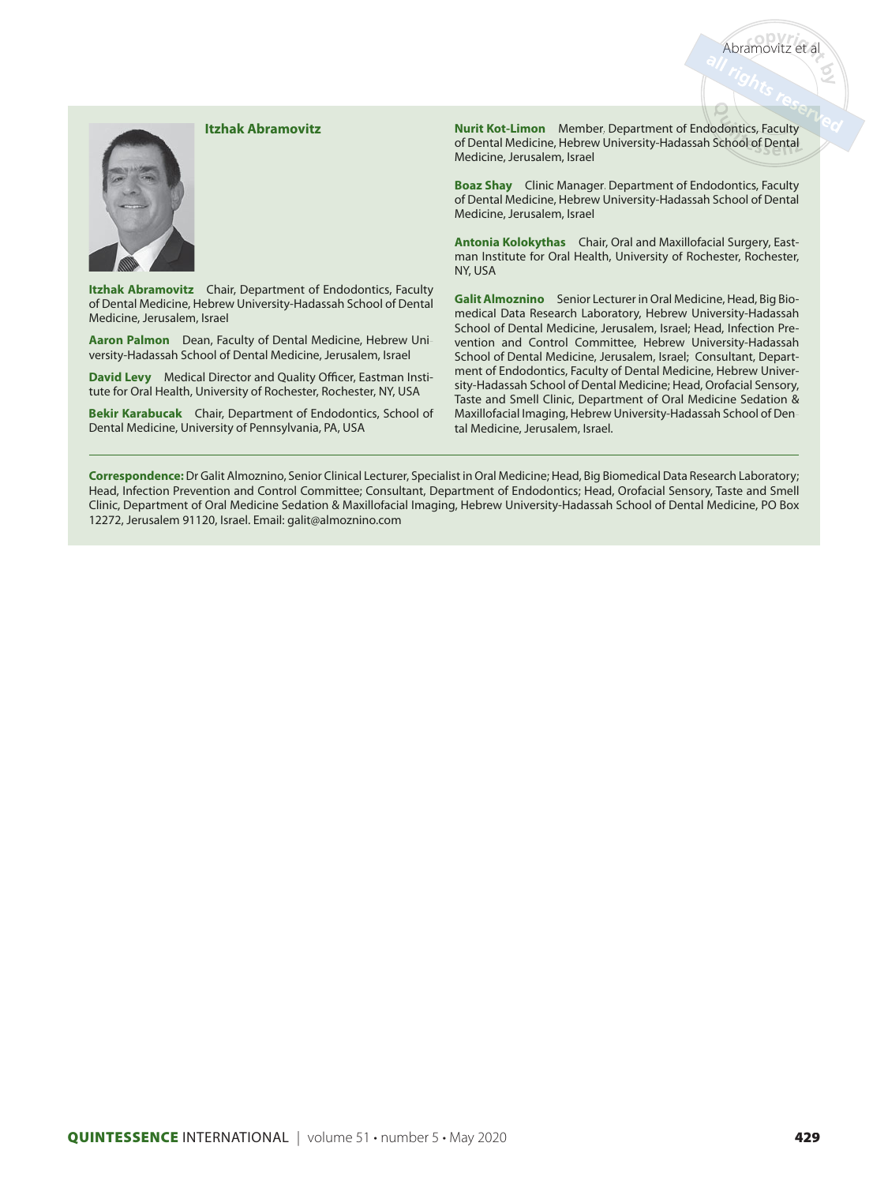**Itzhak Abramovitz**

**Itzhak Abramovitz** Chair, Department of Endodontics, Faculty of Dental Medicine, Hebrew University-Hadassah School of Dental Medicine, Jerusalem, Israel

**Aaron Palmon** Dean, Faculty of Dental Medicine, Hebrew University-Hadassah School of Dental Medicine, Jerusalem, Israel

**David Levy** Medical Director and Quality Officer, Eastman Institute for Oral Health, University of Rochester, Rochester, NY, USA

**Bekir Karabucak** Chair, Department of Endodontics, School of Dental Medicine, University of Pennsylvania, PA, USA

**Nurit Kot-Limon** Member, Department of Endodontics, Faculty of Dental Medicine, Hebrew University-Hadassah School of Dental Medicine, Jerusalem, Israel

**Boaz Shay** Clinic Manager, Department of Endodontics, Faculty of Dental Medicine, Hebrew University-Hadassah School of Dental Medicine, Jerusalem, Israel

**Antonia Kolokythas** Chair, Oral and Maxillofacial Surgery, Eastman Institute for Oral Health, University of Rochester, Rochester, NY, USA

**Galit Almoznino** Senior Lecturer in Oral Medicine, Head, Big Biomedical Data Research Laboratory, Hebrew University-Hadassah School of Dental Medicine, Jerusalem, Israel; Head, Infection Prevention and Control Committee, Hebrew University-Hadassah School of Dental Medicine, Jerusalem, Israel; Consultant, Department of Endodontics, Faculty of Dental Medicine, Hebrew University-Hadassah School of Dental Medicine; Head, Orofacial Sensory, Taste and Smell Clinic, Department of Oral Medicine Sedation & Maxillofacial Imaging, Hebrew University-Hadassah School of Dental Medicine, Jerusalem, Israel.

**Correspondence:** Dr Galit Almoznino, Senior Clinical Lecturer, Specialist in Oral Medicine; Head, Big Biomedical Data Research Laboratory; Head, Infection Prevention and Control Committee; Consultant, Department of Endodontics; Head, Orofacial Sensory, Taste and Smell Clinic, Department of Oral Medicine Sedation & Maxillofacial Imaging, Hebrew University-Hadassah School of Dental Medicine, PO Box 12272, Jerusalem 91120, Israel. Email: galit@almoznino.com